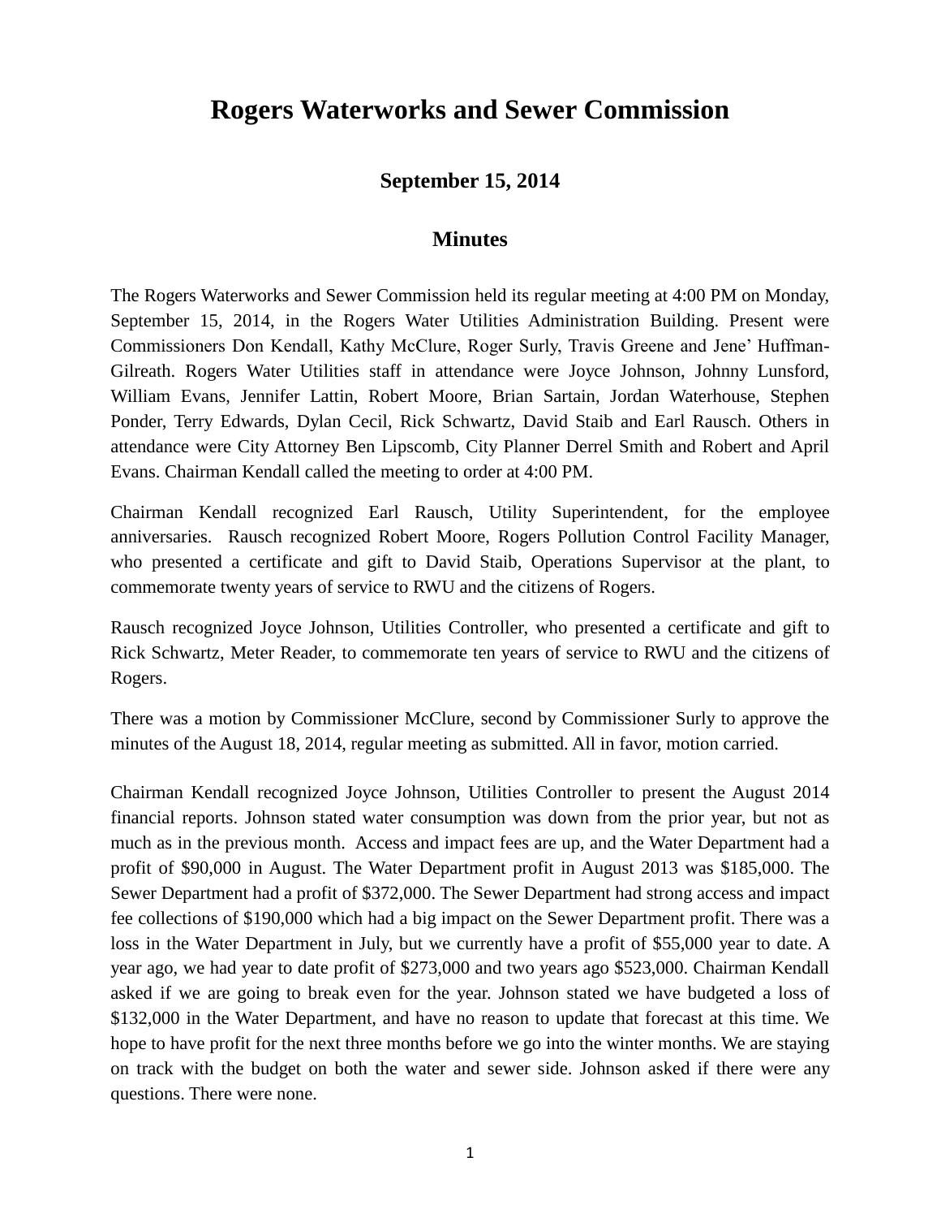# Rogers Waterworks and Sewer Commission

## September 15, 2014

## Minutes

The Rogers Waterworks and Sewer Commission held its regular meeting at 4:00 PM on Monday, September 15, 2014, in the Rogers Water Utilities Administration Building. Present were Commissioners Don Kendall, Kathy McClure, Roger Surly, Travis Greene and Jene' Huffman-Gilreath. Rogers Water Utilities staff in attendance were Joyce Johnson, Johnny Lunsford, William Evans, Jennifer Lattin, Robert Moore, Brian Sartain, Jordan Waterhouse, Stephen Ponder, Terry Edwards, Dylan Cecil, Rick Schwartz, David Staib and Earl Rausch. Others in attendance were City Attorney Ben Lipscomb, City Planner Derrel Smith and Robert and April Evans. Chairman Kendall called the meeting to order at 4:00 PM.

Chairman Kendall recognized Earl Rausch, Utility Superintendent, for the employee anniversaries. Rausch recognized Robert Moore, Rogers Pollution Control Facility Manager, who presented a certificate and gift to David Staib, Operations Supervisor at the plant, to commemorate twenty years of service to RWU and the citizens of Rogers.

Rausch recognized Joyce Johnson, Utilities Controller, who presented a certificate and gift to Rick Schwartz, Meter Reader, to commemorate ten years of service to RWU and the citizens of Rogers.

There was a motion by Commissioner McClure, second by Commissioner Surly to approve the minutes of the August 18, 2014, regular meeting as submitted. All in favor, motion carried.

Chairman Kendall recognized Joyce Johnson, Utilities Controller to present the August 2014 financial reports. Johnson stated water consumption was down from the prior year, but not as much as in the previous month. Access and impact fees are up, and the Water Department had a profit of $90,000 in August. The Water Department profit in August 2013 was $185,000. The Sewer Department had a profit of $372,000. The Sewer Department had strong access and impact fee collections of $190,000 which had a big impact on the Sewer Department profit. There was a loss in the Water Department in July, but we currently have a profit of $55,000 year to date. A year ago, we had year to date profit of $273,000 and two years ago $523,000. Chairman Kendall asked if we are going to break even for the year. Johnson stated we have budgeted a loss of $132,000 in the Water Department, and have no reason to update that forecast at this time. We hope to have profit for the next three months before we go into the winter months. We are staying on track with the budget on both the water and sewer side. Johnson asked if there were any questions. There were none.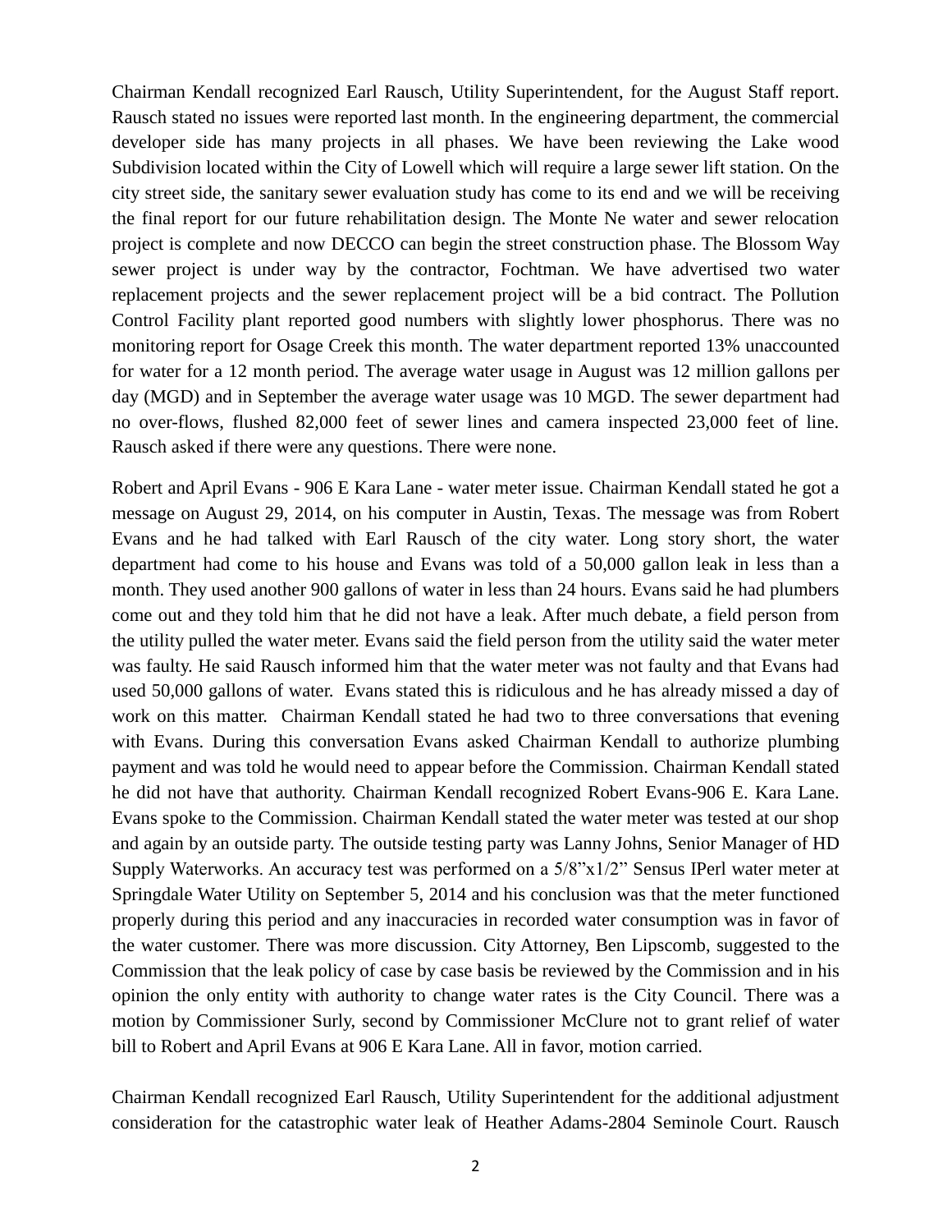Chairman Kendall recognized Earl Rausch, Utility Superintendent, for the August Staff report. Rausch stated no issues were reported last month. In the engineering department, the commercial developer side has many projects in all phases. We have been reviewing the Lake wood Subdivision located within the City of Lowell which will require a large sewer lift station. On the city street side, the sanitary sewer evaluation study has come to its end and we will be receiving the final report for our future rehabilitation design. The Monte Ne water and sewer relocation project is complete and now DECCO can begin the street construction phase. The Blossom Way sewer project is under way by the contractor, Fochtman. We have advertised two water replacement projects and the sewer replacement project will be a bid contract. The Pollution Control Facility plant reported good numbers with slightly lower phosphorus. There was no monitoring report for Osage Creek this month. The water department reported 13% unaccounted for water for a 12 month period. The average water usage in August was 12 million gallons per day (MGD) and in September the average water usage was 10 MGD. The sewer department had no over-flows, flushed 82,000 feet of sewer lines and camera inspected 23,000 feet of line. Rausch asked if there were any questions. There were none.

Robert and April Evans - 906 E Kara Lane - water meter issue. Chairman Kendall stated he got a message on August 29, 2014, on his computer in Austin, Texas. The message was from Robert Evans and he had talked with Earl Rausch of the city water. Long story short, the water department had come to his house and Evans was told of a 50,000 gallon leak in less than a month. They used another 900 gallons of water in less than 24 hours. Evans said he had plumbers come out and they told him that he did not have a leak. After much debate, a field person from the utility pulled the water meter. Evans said the field person from the utility said the water meter was faulty. He said Rausch informed him that the water meter was not faulty and that Evans had used 50,000 gallons of water. Evans stated this is ridiculous and he has already missed a day of work on this matter. Chairman Kendall stated he had two to three conversations that evening with Evans. During this conversation Evans asked Chairman Kendall to authorize plumbing payment and was told he would need to appear before the Commission. Chairman Kendall stated he did not have that authority. Chairman Kendall recognized Robert Evans-906 E. Kara Lane. Evans spoke to the Commission. Chairman Kendall stated the water meter was tested at our shop and again by an outside party. The outside testing party was Lanny Johns, Senior Manager of HD Supply Waterworks. An accuracy test was performed on a 5/8"x1/2" Sensus IPerl water meter at Springdale Water Utility on September 5, 2014 and his conclusion was that the meter functioned properly during this period and any inaccuracies in recorded water consumption was in favor of the water customer. There was more discussion. City Attorney, Ben Lipscomb, suggested to the Commission that the leak policy of case by case basis be reviewed by the Commission and in his opinion the only entity with authority to change water rates is the City Council. There was a motion by Commissioner Surly, second by Commissioner McClure not to grant relief of water bill to Robert and April Evans at 906 E Kara Lane. All in favor, motion carried.

Chairman Kendall recognized Earl Rausch, Utility Superintendent for the additional adjustment consideration for the catastrophic water leak of Heather Adams-2804 Seminole Court. Rausch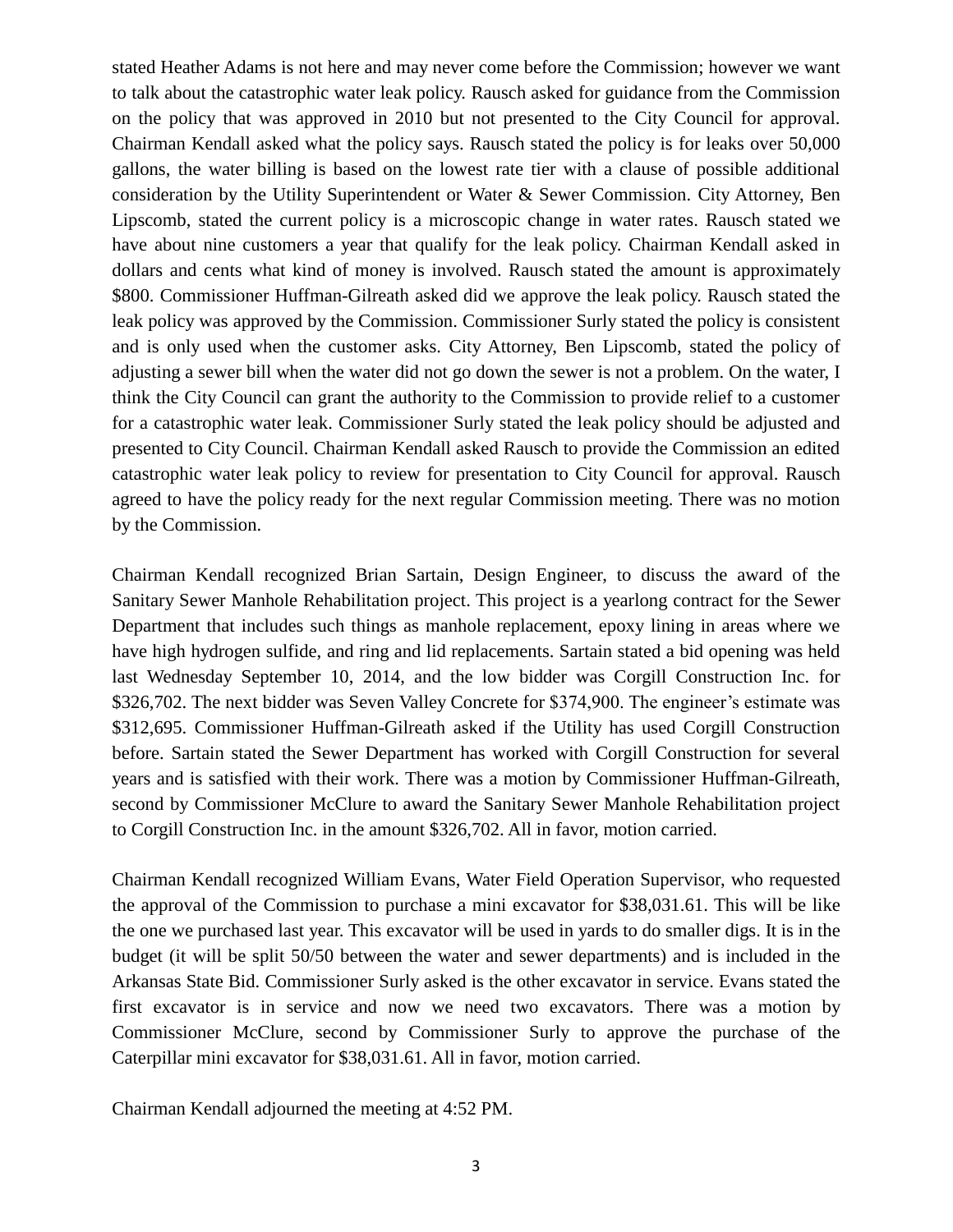stated Heather Adams is not here and may never come before the Commission; however we want to talk about the catastrophic water leak policy. Rausch asked for guidance from the Commission on the policy that was approved in 2010 but not presented to the City Council for approval. Chairman Kendall asked what the policy says. Rausch stated the policy is for leaks over 50,000 gallons, the water billing is based on the lowest rate tier with a clause of possible additional consideration by the Utility Superintendent or Water & Sewer Commission. City Attorney, Ben Lipscomb, stated the current policy is a microscopic change in water rates. Rausch stated we have about nine customers a year that qualify for the leak policy. Chairman Kendall asked in dollars and cents what kind of money is involved. Rausch stated the amount is approximately $800. Commissioner Huffman-Gilreath asked did we approve the leak policy. Rausch stated the leak policy was approved by the Commission. Commissioner Surly stated the policy is consistent and is only used when the customer asks. City Attorney, Ben Lipscomb, stated the policy of adjusting a sewer bill when the water did not go down the sewer is not a problem. On the water, I think the City Council can grant the authority to the Commission to provide relief to a customer for a catastrophic water leak. Commissioner Surly stated the leak policy should be adjusted and presented to City Council. Chairman Kendall asked Rausch to provide the Commission an edited catastrophic water leak policy to review for presentation to City Council for approval. Rausch agreed to have the policy ready for the next regular Commission meeting. There was no motion by the Commission.

Chairman Kendall recognized Brian Sartain, Design Engineer, to discuss the award of the Sanitary Sewer Manhole Rehabilitation project. This project is a yearlong contract for the Sewer Department that includes such things as manhole replacement, epoxy lining in areas where we have high hydrogen sulfide, and ring and lid replacements. Sartain stated a bid opening was held last Wednesday September 10, 2014, and the low bidder was Corgill Construction Inc. for $326,702. The next bidder was Seven Valley Concrete for $374,900. The engineer's estimate was $312,695. Commissioner Huffman-Gilreath asked if the Utility has used Corgill Construction before. Sartain stated the Sewer Department has worked with Corgill Construction for several years and is satisfied with their work. There was a motion by Commissioner Huffman-Gilreath, second by Commissioner McClure to award the Sanitary Sewer Manhole Rehabilitation project to Corgill Construction Inc. in the amount $326,702. All in favor, motion carried.

Chairman Kendall recognized William Evans, Water Field Operation Supervisor, who requested the approval of the Commission to purchase a mini excavator for $38,031.61. This will be like the one we purchased last year. This excavator will be used in yards to do smaller digs. It is in the budget (it will be split 50/50 between the water and sewer departments) and is included in the Arkansas State Bid. Commissioner Surly asked is the other excavator in service. Evans stated the first excavator is in service and now we need two excavators. There was a motion by Commissioner McClure, second by Commissioner Surly to approve the purchase of the Caterpillar mini excavator for $38,031.61. All in favor, motion carried.

Chairman Kendall adjourned the meeting at 4:52 PM.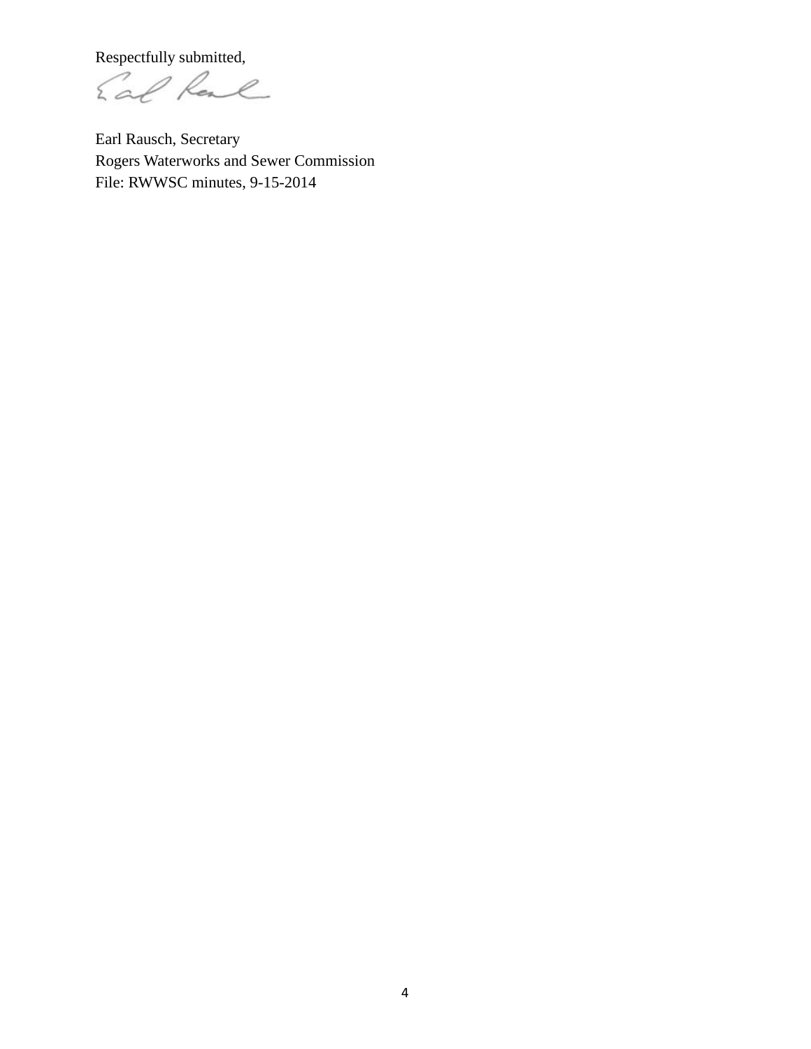Respectfully submitted,

Earl Rausch, Secretary
Rogers Waterworks and Sewer Commission
File: RWWSC minutes, 9-15-2014